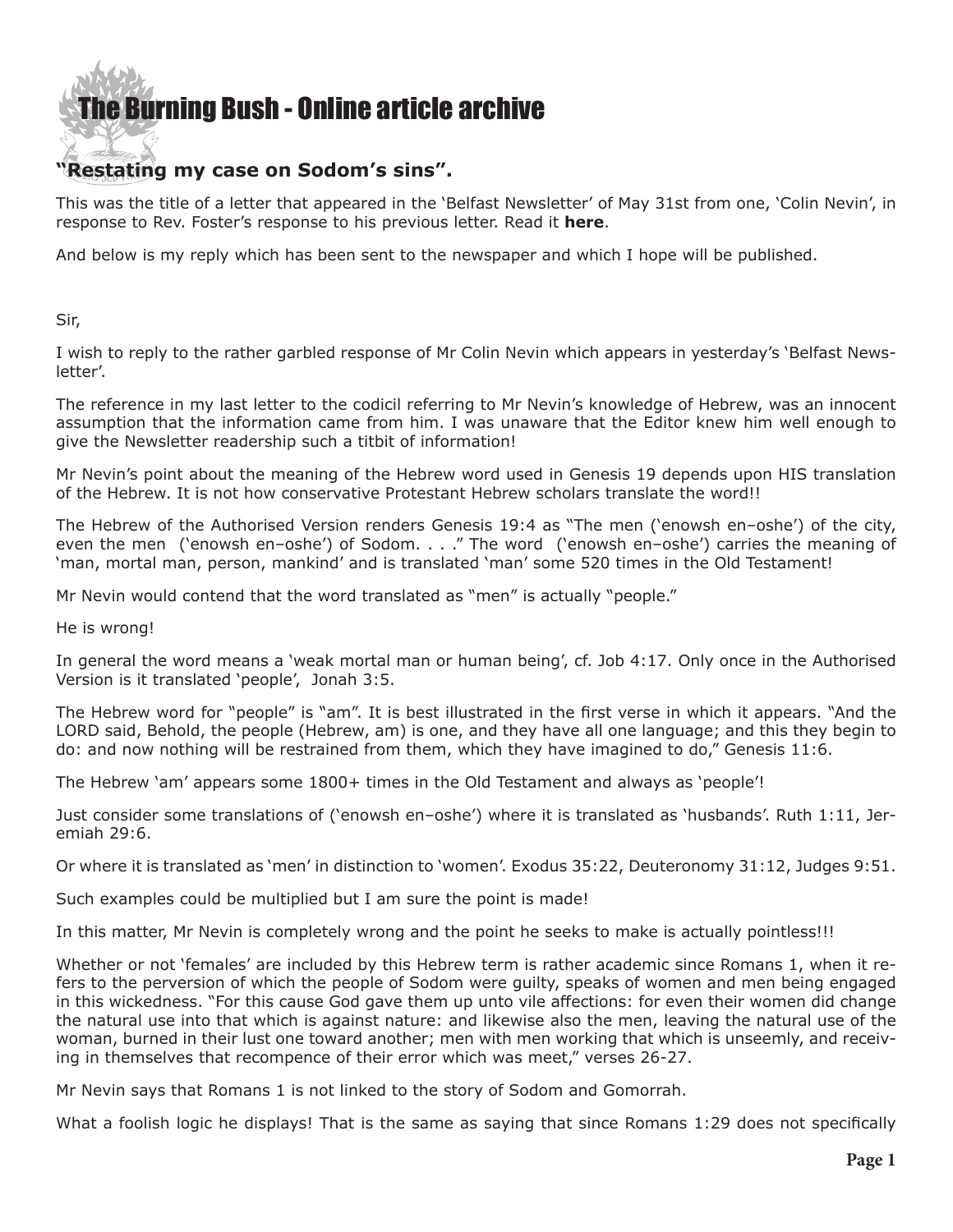# The Burning Bush - Online article archive

## "Restating my case on Sodom's sins".

This was the title of a letter that appeared in the 'Belfast Newsletter' of May 31st from one, 'Colin Nevin', in response to Rev. Foster's response to his previous letter. Read it **here**.

And below is my reply which has been sent to the newspaper and which I hope will be published.

Sir,

I wish to reply to the rather garbled response of Mr Colin Nevin which appears in yesterday's 'Belfast Newsletter'.

The reference in my last letter to the codicil referring to Mr Nevin's knowledge of Hebrew, was an innocent assumption that the information came from him. I was unaware that the Editor knew him well enough to give the Newsletter readership such a titbit of information!

Mr Nevin's point about the meaning of the Hebrew word used in Genesis 19 depends upon HIS translation of the Hebrew. It is not how conservative Protestant Hebrew scholars translate the word!!

The Hebrew of the Authorised Version renders Genesis 19:4 as "The men ('enowsh en–oshe') of the city, even the men ('enowsh en–oshe') of Sodom. . . ." The word ('enowsh en–oshe') carries the meaning of 'man, mortal man, person, mankind' and is translated 'man' some 520 times in the Old Testament!

Mr Nevin would contend that the word translated as "men" is actually "people."

He is wrong!

In general the word means a 'weak mortal man or human being', cf. Job 4:17. Only once in the Authorised Version is it translated 'people', Jonah 3:5.

The Hebrew word for "people" is "am". It is best illustrated in the first verse in which it appears. "And the LORD said, Behold, the people (Hebrew, am) is one, and they have all one language; and this they begin to do: and now nothing will be restrained from them, which they have imagined to do," Genesis 11:6.

The Hebrew 'am' appears some 1800+ times in the Old Testament and always as 'people'!

Just consider some translations of ('enowsh en–oshe') where it is translated as 'husbands'. Ruth 1:11, Jeremiah 29:6.

Or where it is translated as 'men' in distinction to 'women'. Exodus 35:22, Deuteronomy 31:12, Judges 9:51.

Such examples could be multiplied but I am sure the point is made!

In this matter, Mr Nevin is completely wrong and the point he seeks to make is actually pointless!!!

Whether or not 'females' are included by this Hebrew term is rather academic since Romans 1, when it refers to the perversion of which the people of Sodom were guilty, speaks of women and men being engaged in this wickedness. "For this cause God gave them up unto vile affections: for even their women did change the natural use into that which is against nature: and likewise also the men, leaving the natural use of the woman, burned in their lust one toward another; men with men working that which is unseemly, and receiving in themselves that recompence of their error which was meet," verses 26-27.

Mr Nevin says that Romans 1 is not linked to the story of Sodom and Gomorrah.

What a foolish logic he displays! That is the same as saying that since Romans 1:29 does not specifically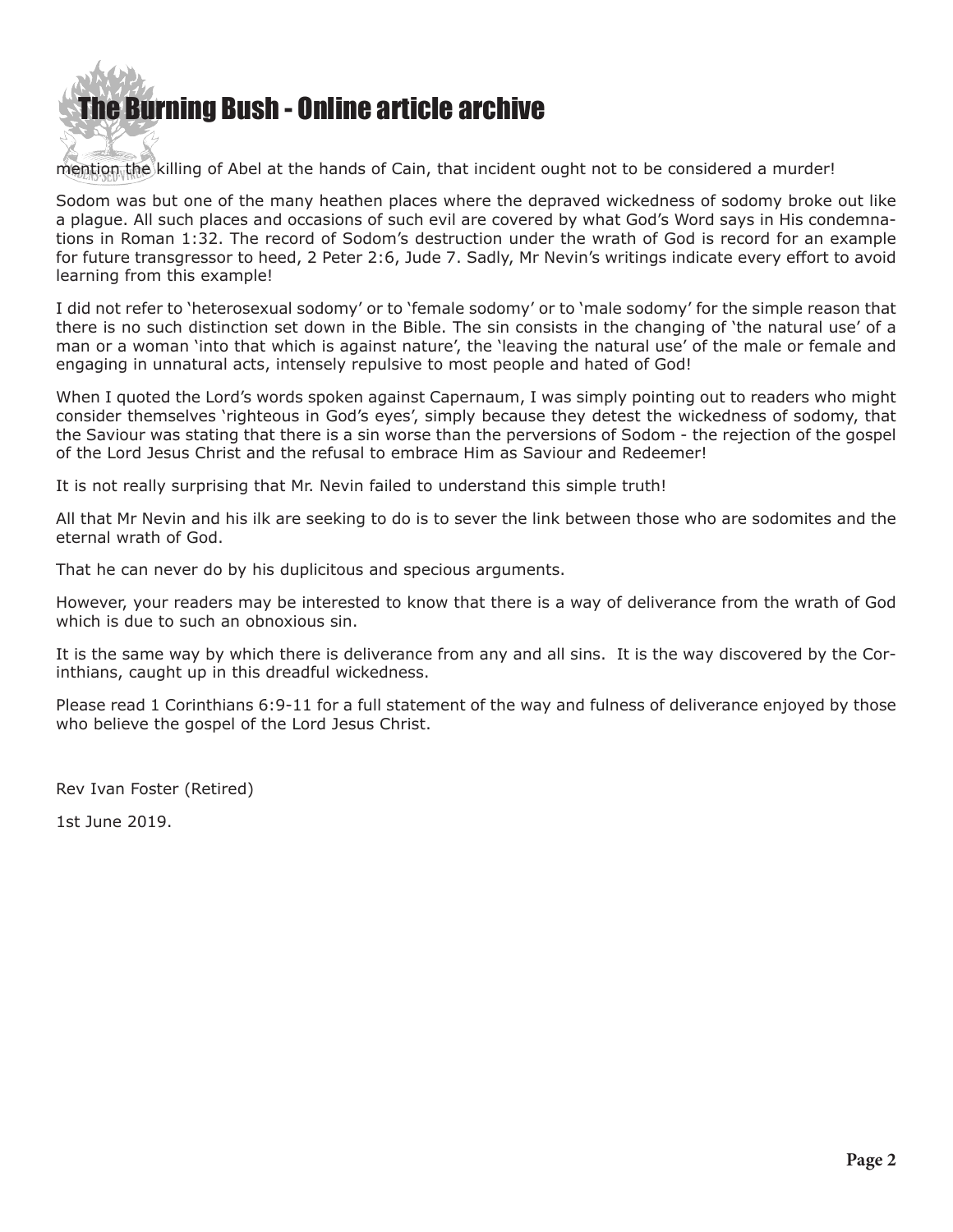mention the killing of Abel at the hands of Cain, that incident ought not to be considered a murder!

Sodom was but one of the many heathen places where the depraved wickedness of sodomy broke out like a plague. All such places and occasions of such evil are covered by what God's Word says in His condemnations in Roman 1:32. The record of Sodom's destruction under the wrath of God is record for an example for future transgressor to heed, 2 Peter 2:6, Jude 7. Sadly, Mr Nevin's writings indicate every effort to avoid learning from this example!

I did not refer to 'heterosexual sodomy' or to 'female sodomy' or to 'male sodomy' for the simple reason that there is no such distinction set down in the Bible. The sin consists in the changing of 'the natural use' of a man or a woman 'into that which is against nature', the 'leaving the natural use' of the male or female and engaging in unnatural acts, intensely repulsive to most people and hated of God!

When I quoted the Lord's words spoken against Capernaum, I was simply pointing out to readers who might consider themselves 'righteous in God's eyes', simply because they detest the wickedness of sodomy, that the Saviour was stating that there is a sin worse than the perversions of Sodom - the rejection of the gospel of the Lord Jesus Christ and the refusal to embrace Him as Saviour and Redeemer!

It is not really surprising that Mr. Nevin failed to understand this simple truth!

All that Mr Nevin and his ilk are seeking to do is to sever the link between those who are sodomites and the eternal wrath of God.

That he can never do by his duplicitous and specious arguments.

However, your readers may be interested to know that there is a way of deliverance from the wrath of God which is due to such an obnoxious sin.

It is the same way by which there is deliverance from any and all sins. It is the way discovered by the Corinthians, caught up in this dreadful wickedness.

Please read 1 Corinthians 6:9-11 for a full statement of the way and fulness of deliverance enjoyed by those who believe the gospel of the Lord Jesus Christ.

Rev Ivan Foster (Retired)

1st June 2019.